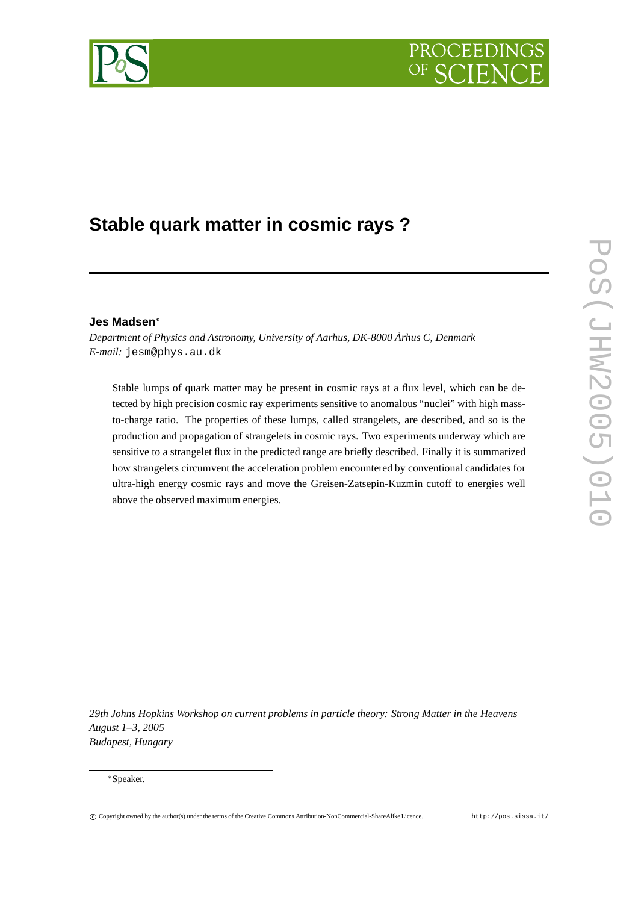# Stable quark matter in cosmic rays ?

**Jes Madsen***

*Department of Physics and Astronomy, University of Aarhus, DK-8000 Århus C, Denmark*
*E-mail:* jesm@phys.au.dk

Stable lumps of quark matter may be present in cosmic rays at a flux level, which can be detected by high precision cosmic ray experiments sensitive to anomalous "nuclei" with high mass-to-charge ratio. The properties of these lumps, called strangelets, are described, and so is the production and propagation of strangelets in cosmic rays. Two experiments underway which are sensitive to a strangelet flux in the predicted range are briefly described. Finally it is summarized how strangelets circumvent the acceleration problem encountered by conventional candidates for ultra-high energy cosmic rays and move the Greisen-Zatsepin-Kuzmin cutoff to energies well above the observed maximum energies.

*29th Johns Hopkins Workshop on current problems in particle theory: Strong Matter in the Heavens*
*August 1–3, 2005*
*Budapest, Hungary*

*Speaker.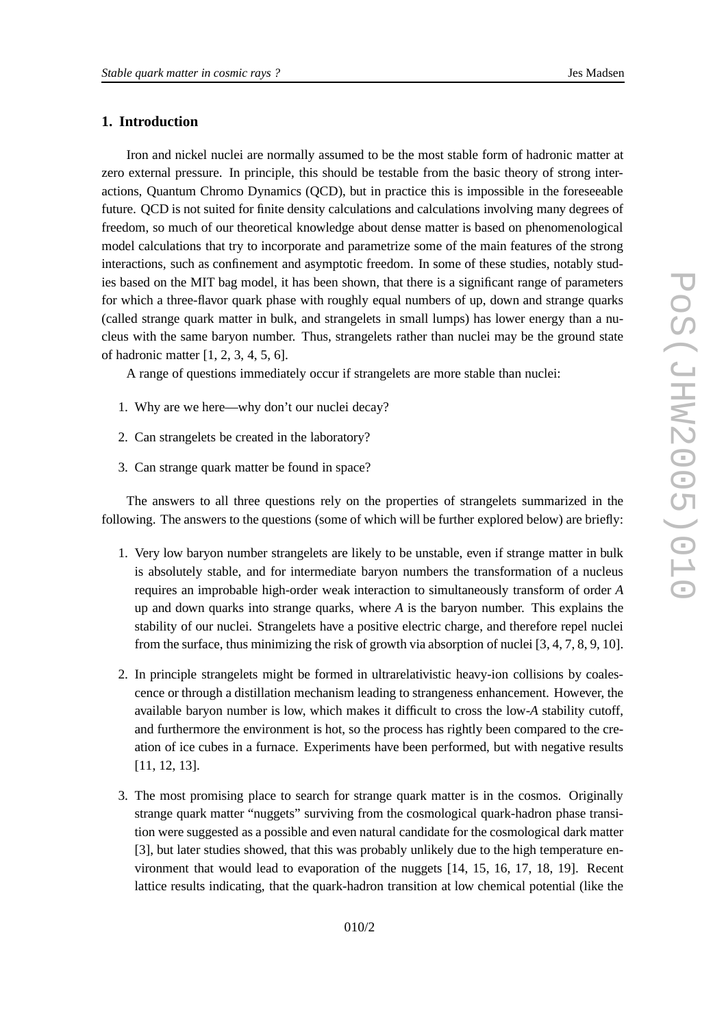## 1. Introduction

Iron and nickel nuclei are normally assumed to be the most stable form of hadronic matter at zero external pressure. In principle, this should be testable from the basic theory of strong interactions, Quantum Chromo Dynamics (QCD), but in practice this is impossible in the foreseeable future. QCD is not suited for finite density calculations and calculations involving many degrees of freedom, so much of our theoretical knowledge about dense matter is based on phenomenological model calculations that try to incorporate and parametrize some of the main features of the strong interactions, such as confinement and asymptotic freedom. In some of these studies, notably studies based on the MIT bag model, it has been shown, that there is a significant range of parameters for which a three-flavor quark phase with roughly equal numbers of up, down and strange quarks (called strange quark matter in bulk, and strangelets in small lumps) has lower energy than a nucleus with the same baryon number. Thus, strangelets rather than nuclei may be the ground state of hadronic matter [1, 2, 3, 4, 5, 6].

A range of questions immediately occur if strangelets are more stable than nuclei:

1. Why are we here—why don't our nuclei decay?
2. Can strangelets be created in the laboratory?
3. Can strange quark matter be found in space?

The answers to all three questions rely on the properties of strangelets summarized in the following. The answers to the questions (some of which will be further explored below) are briefly:

1. Very low baryon number strangelets are likely to be unstable, even if strange matter in bulk is absolutely stable, and for intermediate baryon numbers the transformation of a nucleus requires an improbable high-order weak interaction to simultaneously transform of order $A$ up and down quarks into strange quarks, where $A$ is the baryon number. This explains the stability of our nuclei. Strangelets have a positive electric charge, and therefore repel nuclei from the surface, thus minimizing the risk of growth via absorption of nuclei [3, 4, 7, 8, 9, 10].
2. In principle strangelets might be formed in ultrarelativistic heavy-ion collisions by coalescence or through a distillation mechanism leading to strangeness enhancement. However, the available baryon number is low, which makes it difficult to cross the low-$A$ stability cutoff, and furthermore the environment is hot, so the process has rightly been compared to the creation of ice cubes in a furnace. Experiments have been performed, but with negative results [11, 12, 13].
3. The most promising place to search for strange quark matter is in the cosmos. Originally strange quark matter "nuggets" surviving from the cosmological quark-hadron phase transition were suggested as a possible and even natural candidate for the cosmological dark matter [3], but later studies showed, that this was probably unlikely due to the high temperature environment that would lead to evaporation of the nuggets [14, 15, 16, 17, 18, 19]. Recent lattice results indicating, that the quark-hadron transition at low chemical potential (like the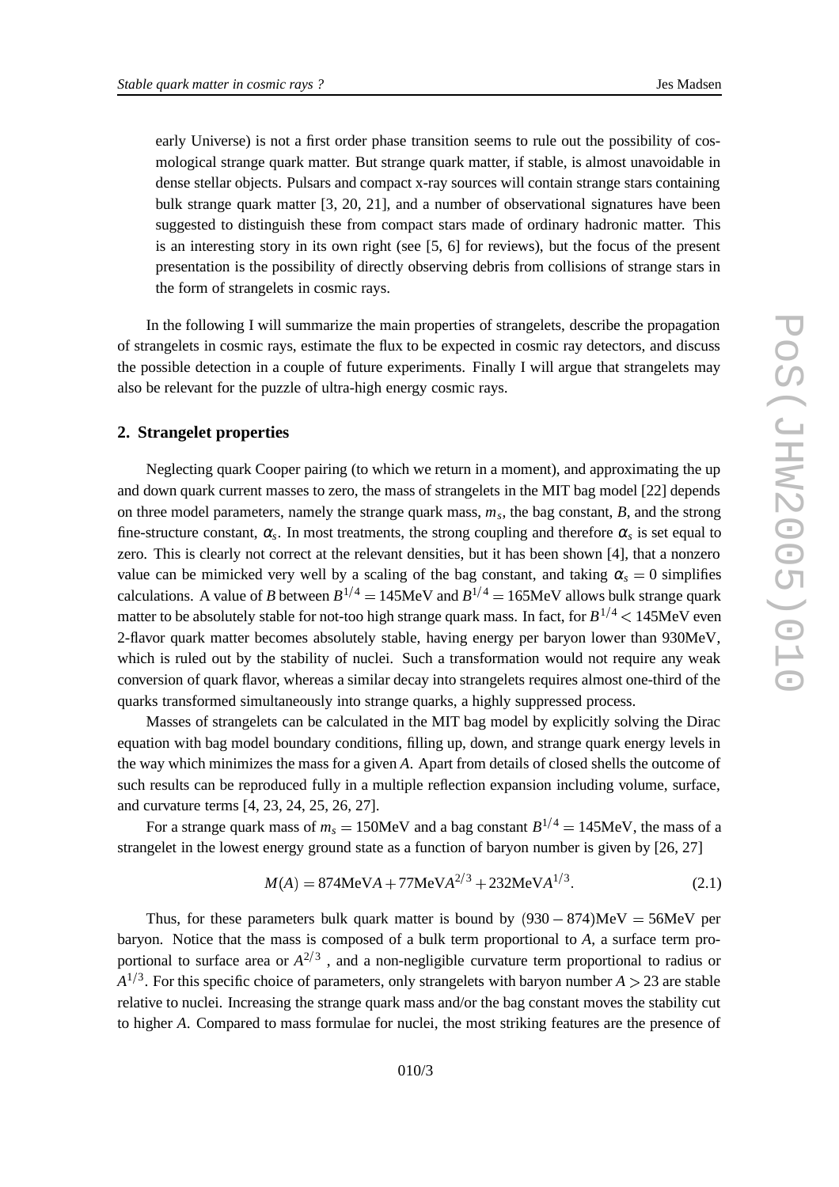early Universe) is not a first order phase transition seems to rule out the possibility of cosmological strange quark matter. But strange quark matter, if stable, is almost unavoidable in dense stellar objects. Pulsars and compact x-ray sources will contain strange stars containing bulk strange quark matter [3, 20, 21], and a number of observational signatures have been suggested to distinguish these from compact stars made of ordinary hadronic matter. This is an interesting story in its own right (see [5, 6] for reviews), but the focus of the present presentation is the possibility of directly observing debris from collisions of strange stars in the form of strangelets in cosmic rays.

In the following I will summarize the main properties of strangelets, describe the propagation of strangelets in cosmic rays, estimate the flux to be expected in cosmic ray detectors, and discuss the possible detection in a couple of future experiments. Finally I will argue that strangelets may also be relevant for the puzzle of ultra-high energy cosmic rays.

## 2. Strangelet properties

Neglecting quark Cooper pairing (to which we return in a moment), and approximating the up and down quark current masses to zero, the mass of strangelets in the MIT bag model [22] depends on three model parameters, namely the strange quark mass, $m_s$, the bag constant, $B$, and the strong fine-structure constant, $\alpha_s$. In most treatments, the strong coupling and therefore $\alpha_s$ is set equal to zero. This is clearly not correct at the relevant densities, but it has been shown [4], that a nonzero value can be mimicked very well by a scaling of the bag constant, and taking $\alpha_s = 0$ simplifies calculations. A value of $B$ between $B^{1/4} = 145\text{MeV}$ and $B^{1/4} = 165\text{MeV}$ allows bulk strange quark matter to be absolutely stable for not-too high strange quark mass. In fact, for $B^{1/4} < 145\text{MeV}$ even 2-flavor quark matter becomes absolutely stable, having energy per baryon lower than 930MeV, which is ruled out by the stability of nuclei. Such a transformation would not require any weak conversion of quark flavor, whereas a similar decay into strangelets requires almost one-third of the quarks transformed simultaneously into strange quarks, a highly suppressed process.

Masses of strangelets can be calculated in the MIT bag model by explicitly solving the Dirac equation with bag model boundary conditions, filling up, down, and strange quark energy levels in the way which minimizes the mass for a given $A$. Apart from details of closed shells the outcome of such results can be reproduced fully in a multiple reflection expansion including volume, surface, and curvature terms [4, 23, 24, 25, 26, 27].

For a strange quark mass of $m_s = 150\text{MeV}$ and a bag constant $B^{1/4} = 145\text{MeV}$, the mass of a strangelet in the lowest energy ground state as a function of baryon number is given by [26, 27]

$$M(A) = 874\text{MeV}A + 77\text{MeV}A^{2/3} + 232\text{MeV}A^{1/3}. \tag{2.1}$$

Thus, for these parameters bulk quark matter is bound by $(930 - 874)\text{MeV} = 56\text{MeV}$ per baryon. Notice that the mass is composed of a bulk term proportional to $A$, a surface term proportional to surface area or $A^{2/3}$ , and a non-negligible curvature term proportional to radius or $A^{1/3}$. For this specific choice of parameters, only strangelets with baryon number $A > 23$ are stable relative to nuclei. Increasing the strange quark mass and/or the bag constant moves the stability cut to higher $A$. Compared to mass formulae for nuclei, the most striking features are the presence of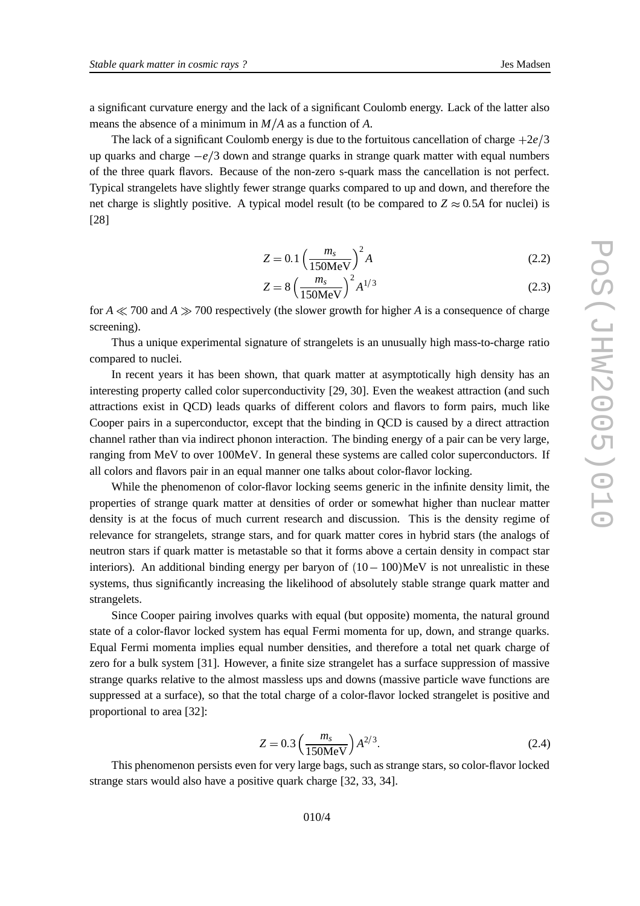a significant curvature energy and the lack of a significant Coulomb energy. Lack of the latter also means the absence of a minimum in $M/A$ as a function of $A$.

The lack of a significant Coulomb energy is due to the fortuitous cancellation of charge $+2e/3$ up quarks and charge $-e/3$ down and strange quarks in strange quark matter with equal numbers of the three quark flavors. Because of the non-zero s-quark mass the cancellation is not perfect. Typical strangelets have slightly fewer strange quarks compared to up and down, and therefore the net charge is slightly positive. A typical model result (to be compared to $Z \approx 0.5A$ for nuclei) is [28]

$$Z = 0.1 \left( \frac{m_s}{150\mathrm{MeV}} \right)^2 A \tag{2.2}$$

$$Z = 8 \left( \frac{m_s}{150\mathrm{MeV}} \right)^2 A^{1/3} \tag{2.3}$$

for $A \ll 700$ and $A \gg 700$ respectively (the slower growth for higher $A$ is a consequence of charge screening).

Thus a unique experimental signature of strangelets is an unusually high mass-to-charge ratio compared to nuclei.

In recent years it has been shown, that quark matter at asymptotically high density has an interesting property called color superconductivity [29, 30]. Even the weakest attraction (and such attractions exist in QCD) leads quarks of different colors and flavors to form pairs, much like Cooper pairs in a superconductor, except that the binding in QCD is caused by a direct attraction channel rather than via indirect phonon interaction. The binding energy of a pair can be very large, ranging from MeV to over 100MeV. In general these systems are called color superconductors. If all colors and flavors pair in an equal manner one talks about color-flavor locking.

While the phenomenon of color-flavor locking seems generic in the infinite density limit, the properties of strange quark matter at densities of order or somewhat higher than nuclear matter density is at the focus of much current research and discussion. This is the density regime of relevance for strangelets, strange stars, and for quark matter cores in hybrid stars (the analogs of neutron stars if quark matter is metastable so that it forms above a certain density in compact star interiors). An additional binding energy per baryon of $(10-100)$MeV is not unrealistic in these systems, thus significantly increasing the likelihood of absolutely stable strange quark matter and strangelets.

Since Cooper pairing involves quarks with equal (but opposite) momenta, the natural ground state of a color-flavor locked system has equal Fermi momenta for up, down, and strange quarks. Equal Fermi momenta implies equal number densities, and therefore a total net quark charge of zero for a bulk system [31]. However, a finite size strangelet has a surface suppression of massive strange quarks relative to the almost massless ups and downs (massive particle wave functions are suppressed at a surface), so that the total charge of a color-flavor locked strangelet is positive and proportional to area [32]:

$$Z = 0.3 \left( \frac{m_s}{150\mathrm{MeV}} \right) A^{2/3}. \tag{2.4}$$

This phenomenon persists even for very large bags, such as strange stars, so color-flavor locked strange stars would also have a positive quark charge [32, 33, 34].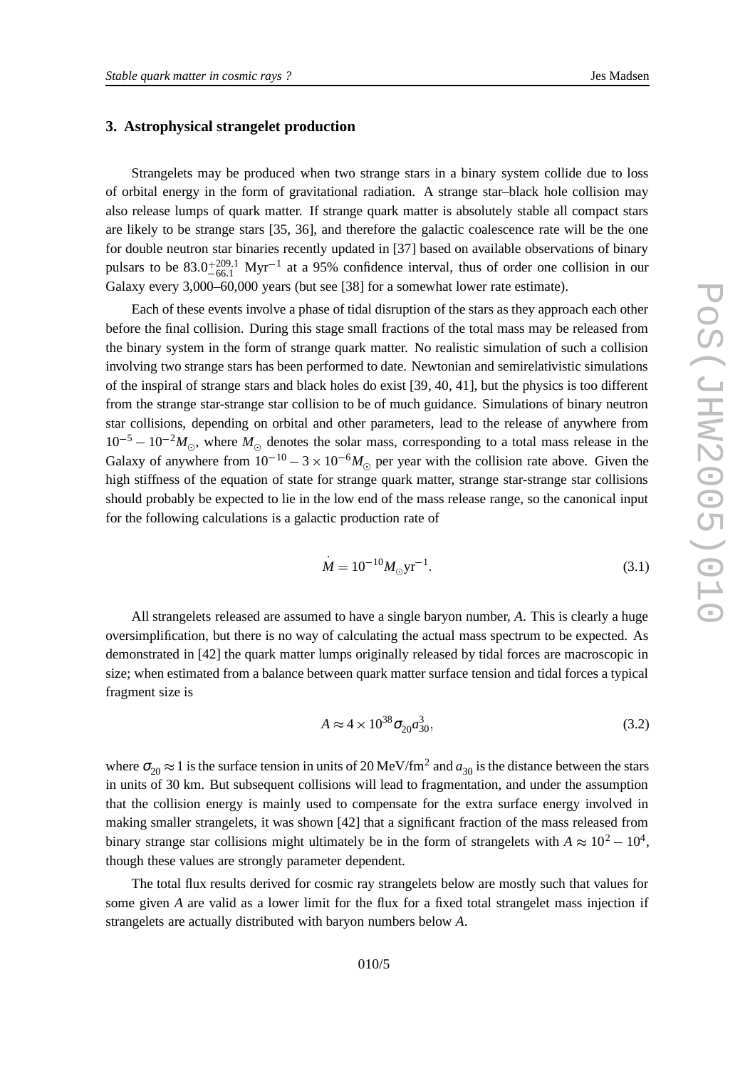## 3. Astrophysical strangelet production

Strangelets may be produced when two strange stars in a binary system collide due to loss of orbital energy in the form of gravitational radiation. A strange star–black hole collision may also release lumps of quark matter. If strange quark matter is absolutely stable all compact stars are likely to be strange stars [35, 36], and therefore the galactic coalescence rate will be the one for double neutron star binaries recently updated in [37] based on available observations of binary pulsars to be $83.0^{+209.1}_{-66.1}$ $\mathrm{Myr}^{-1}$ at a 95% confidence interval, thus of order one collision in our Galaxy every 3,000–60,000 years (but see [38] for a somewhat lower rate estimate).

Each of these events involve a phase of tidal disruption of the stars as they approach each other before the final collision. During this stage small fractions of the total mass may be released from the binary system in the form of strange quark matter. No realistic simulation of such a collision involving two strange stars has been performed to date. Newtonian and semirelativistic simulations of the inspiral of strange stars and black holes do exist [39, 40, 41], but the physics is too different from the strange star-strange star collision to be of much guidance. Simulations of binary neutron star collisions, depending on orbital and other parameters, lead to the release of anywhere from $10^{-5}-10^{-2}M_{\odot}$, where $M_{\odot}$ denotes the solar mass, corresponding to a total mass release in the Galaxy of anywhere from $10^{-10}-3\times10^{-6}M_{\odot}$ per year with the collision rate above. Given the high stiffness of the equation of state for strange quark matter, strange star-strange star collisions should probably be expected to lie in the low end of the mass release range, so the canonical input for the following calculations is a galactic production rate of

$$\dot{M} = 10^{-10}M_{\odot}\mathrm{yr}^{-1}. \tag{3.1}$$

All strangelets released are assumed to have a single baryon number, $A$. This is clearly a huge oversimplification, but there is no way of calculating the actual mass spectrum to be expected. As demonstrated in [42] the quark matter lumps originally released by tidal forces are macroscopic in size; when estimated from a balance between quark matter surface tension and tidal forces a typical fragment size is

$$A \approx 4\times10^{38}\sigma_{20}a_{30}^{3}, \tag{3.2}$$

where $\sigma_{20}\approx 1$ is the surface tension in units of 20 MeV/fm$^2$ and $a_{30}$ is the distance between the stars in units of 30 km. But subsequent collisions will lead to fragmentation, and under the assumption that the collision energy is mainly used to compensate for the extra surface energy involved in making smaller strangelets, it was shown [42] that a significant fraction of the mass released from binary strange star collisions might ultimately be in the form of strangelets with $A\approx 10^{2}-10^{4}$, though these values are strongly parameter dependent.

The total flux results derived for cosmic ray strangelets below are mostly such that values for some given $A$ are valid as a lower limit for the flux for a fixed total strangelet mass injection if strangelets are actually distributed with baryon numbers below $A$.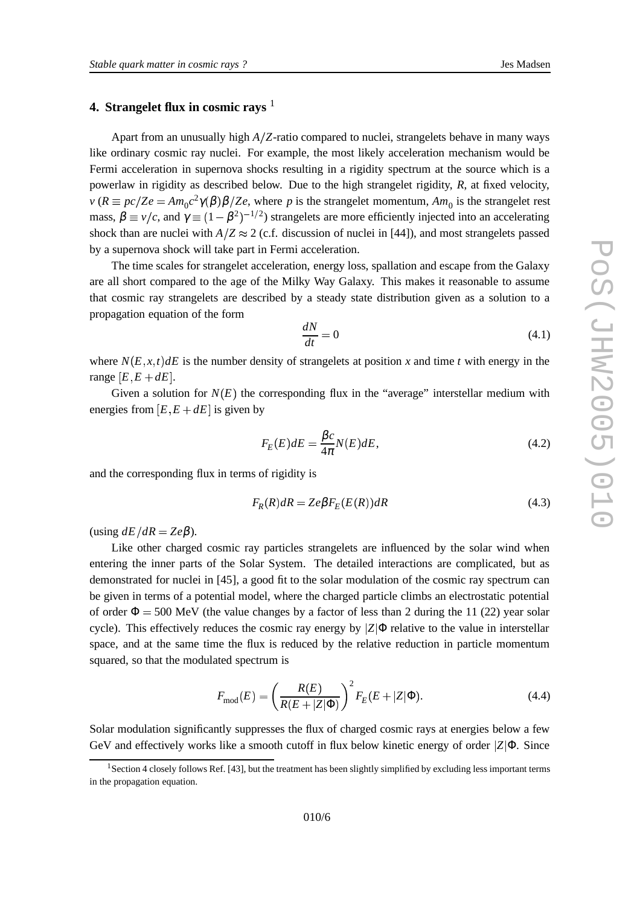## 4. Strangelet flux in cosmic rays [1]

Apart from an unusually high $A/Z$-ratio compared to nuclei, strangelets behave in many ways like ordinary cosmic ray nuclei. For example, the most likely acceleration mechanism would be Fermi acceleration in supernova shocks resulting in a rigidity spectrum at the source which is a powerlaw in rigidity as described below. Due to the high strangelet rigidity, $R$, at fixed velocity, $v$ ($R \equiv pc/Ze = Am_0c^2\gamma(\beta)\beta/Ze$, where $p$ is the strangelet momentum, $Am_0$ is the strangelet rest mass, $\beta \equiv v/c$, and $\gamma \equiv (1-\beta^2)^{-1/2}$) strangelets are more efficiently injected into an accelerating shock than are nuclei with $A/Z \approx 2$ (c.f. discussion of nuclei in [44]), and most strangelets passed by a supernova shock will take part in Fermi acceleration.

The time scales for strangelet acceleration, energy loss, spallation and escape from the Galaxy are all short compared to the age of the Milky Way Galaxy. This makes it reasonable to assume that cosmic ray strangelets are described by a steady state distribution given as a solution to a propagation equation of the form

$$\frac{dN}{dt} = 0 \tag{4.1}$$

where $N(E,x,t)dE$ is the number density of strangelets at position $x$ and time $t$ with energy in the range $[E, E+dE]$.

Given a solution for $N(E)$ the corresponding flux in the "average" interstellar medium with energies from $[E, E+dE]$ is given by

$$F_E(E)dE = \frac{\beta c}{4\pi}N(E)dE, \tag{4.2}$$

and the corresponding flux in terms of rigidity is

$$F_R(R)dR = Ze\beta F_E(E(R))dR \tag{4.3}$$

(using $dE/dR = Ze\beta$).

Like other charged cosmic ray particles strangelets are influenced by the solar wind when entering the inner parts of the Solar System. The detailed interactions are complicated, but as demonstrated for nuclei in [45], a good fit to the solar modulation of the cosmic ray spectrum can be given in terms of a potential model, where the charged particle climbs an electrostatic potential of order $\Phi = 500$ MeV (the value changes by a factor of less than 2 during the 11 (22) year solar cycle). This effectively reduces the cosmic ray energy by $|Z|\Phi$ relative to the value in interstellar space, and at the same time the flux is reduced by the relative reduction in particle momentum squared, so that the modulated spectrum is

$$F_{\rm mod}(E) = \left(\frac{R(E)}{R(E+|Z|\Phi)}\right)^2 F_E(E+|Z|\Phi). \tag{4.4}$$

Solar modulation significantly suppresses the flux of charged cosmic rays at energies below a few GeV and effectively works like a smooth cutoff in flux below kinetic energy of order $|Z|\Phi$. Since

[1] Section 4 closely follows Ref. [43], but the treatment has been slightly simplified by excluding less important terms in the propagation equation.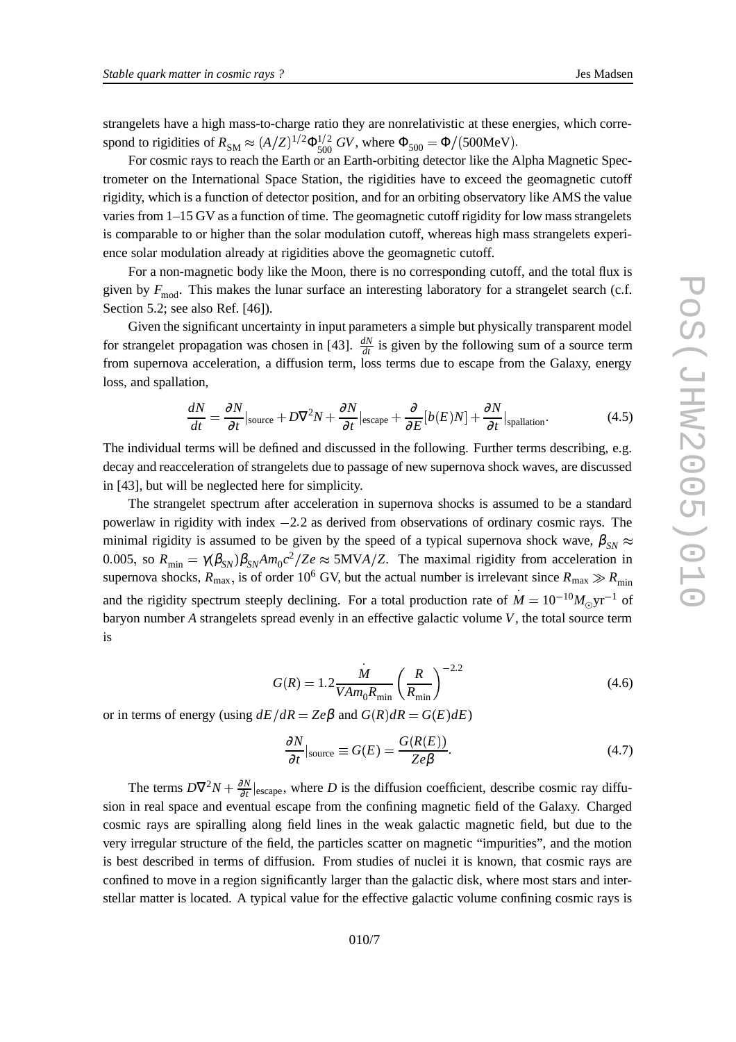strangelets have a high mass-to-charge ratio they are nonrelativistic at these energies, which correspond to rigidities of $R_{\rm SM} \approx (A/Z)^{1/2}\Phi_{500}^{1/2}\ GV$, where $\Phi_{500} = \Phi/(500{\rm MeV})$.

For cosmic rays to reach the Earth or an Earth-orbiting detector like the Alpha Magnetic Spectrometer on the International Space Station, the rigidities have to exceed the geomagnetic cutoff rigidity, which is a function of detector position, and for an orbiting observatory like AMS the value varies from 1–15 GV as a function of time. The geomagnetic cutoff rigidity for low mass strangelets is comparable to or higher than the solar modulation cutoff, whereas high mass strangelets experience solar modulation already at rigidities above the geomagnetic cutoff.

For a non-magnetic body like the Moon, there is no corresponding cutoff, and the total flux is given by $F_{\rm mod}$. This makes the lunar surface an interesting laboratory for a strangelet search (c.f. Section 5.2; see also Ref. [46]).

Given the significant uncertainty in input parameters a simple but physically transparent model for strangelet propagation was chosen in [43]. $\frac{dN}{dt}$ is given by the following sum of a source term from supernova acceleration, a diffusion term, loss terms due to escape from the Galaxy, energy loss, and spallation,

$$\frac{dN}{dt} = \frac{\partial N}{\partial t}|_{\rm source} + D\nabla^2 N + \frac{\partial N}{\partial t}|_{\rm escape} + \frac{\partial}{\partial E}[b(E)N] + \frac{\partial N}{\partial t}|_{\rm spallation}. \tag{4.5}$$

The individual terms will be defined and discussed in the following. Further terms describing, e.g. decay and reacceleration of strangelets due to passage of new supernova shock waves, are discussed in [43], but will be neglected here for simplicity.

The strangelet spectrum after acceleration in supernova shocks is assumed to be a standard powerlaw in rigidity with index $-2.2$ as derived from observations of ordinary cosmic rays. The minimal rigidity is assumed to be given by the speed of a typical supernova shock wave, $\beta_{SN} \approx 0.005$, so $R_{\rm min} = \gamma(\beta_{SN})\beta_{SN}Am_0c^2/Ze \approx 5{\rm MV}A/Z$. The maximal rigidity from acceleration in supernova shocks, $R_{\rm max}$, is of order $10^6$ GV, but the actual number is irrelevant since $R_{\rm max} \gg R_{\rm min}$ and the rigidity spectrum steeply declining. For a total production rate of $\dot{M} = 10^{-10}M_\odot{\rm yr}^{-1}$ of baryon number $A$ strangelets spread evenly in an effective galactic volume $V$, the total source term is

$$G(R) = 1.2\frac{\dot{M}}{VAm_0R_{\rm min}}\left(\frac{R}{R_{\rm min}}\right)^{-2.2} \tag{4.6}$$

or in terms of energy (using $dE/dR = Ze\beta$ and $G(R)dR = G(E)dE$)

$$\frac{\partial N}{\partial t}|_{\rm source} \equiv G(E) = \frac{G(R(E))}{Ze\beta}. \tag{4.7}$$

The terms $D\nabla^2 N + \frac{\partial N}{\partial t}|_{\rm escape}$, where $D$ is the diffusion coefficient, describe cosmic ray diffusion in real space and eventual escape from the confining magnetic field of the Galaxy. Charged cosmic rays are spiralling along field lines in the weak galactic magnetic field, but due to the very irregular structure of the field, the particles scatter on magnetic "impurities", and the motion is best described in terms of diffusion. From studies of nuclei it is known, that cosmic rays are confined to move in a region significantly larger than the galactic disk, where most stars and interstellar matter is located. A typical value for the effective galactic volume confining cosmic rays is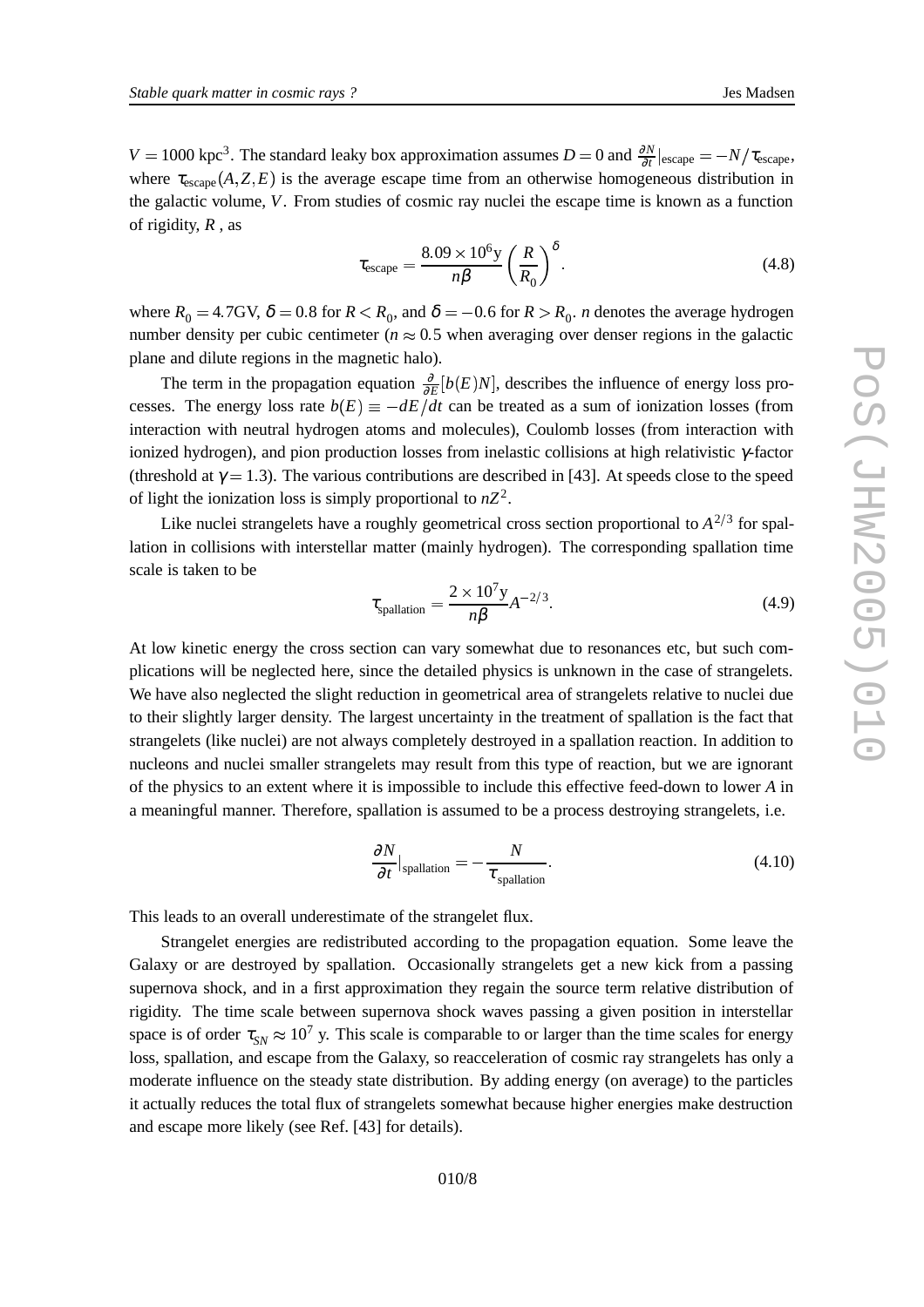$V = 1000$ kpc$^3$. The standard leaky box approximation assumes $D = 0$ and $\frac{\partial N}{\partial t}|_{\rm escape} = -N/\tau_{\rm escape}$, where $\tau_{\rm escape}(A,Z,E)$ is the average escape time from an otherwise homogeneous distribution in the galactic volume, $V$. From studies of cosmic ray nuclei the escape time is known as a function of rigidity, $R$ , as

$$\tau_{\rm escape} = \frac{8.09 \times 10^6 {\rm y}}{n\beta} \left(\frac{R}{R_0}\right)^{\delta}. \tag{4.8}$$

where $R_0 = 4.7$GV, $\delta = 0.8$ for $R < R_0$, and $\delta = -0.6$ for $R > R_0$. $n$ denotes the average hydrogen number density per cubic centimeter ($n \approx 0.5$ when averaging over denser regions in the galactic plane and dilute regions in the magnetic halo).

The term in the propagation equation $\frac{\partial}{\partial E}[b(E)N]$, describes the influence of energy loss processes. The energy loss rate $b(E) \equiv -dE/dt$ can be treated as a sum of ionization losses (from interaction with neutral hydrogen atoms and molecules), Coulomb losses (from interaction with ionized hydrogen), and pion production losses from inelastic collisions at high relativistic $\gamma$-factor (threshold at $\gamma = 1.3$). The various contributions are described in [43]. At speeds close to the speed of light the ionization loss is simply proportional to $nZ^2$.

Like nuclei strangelets have a roughly geometrical cross section proportional to $A^{2/3}$ for spallation in collisions with interstellar matter (mainly hydrogen). The corresponding spallation time scale is taken to be

$$\tau_{\rm spallation} = \frac{2 \times 10^7 {\rm y}}{n\beta} A^{-2/3}. \tag{4.9}$$

At low kinetic energy the cross section can vary somewhat due to resonances etc, but such complications will be neglected here, since the detailed physics is unknown in the case of strangelets. We have also neglected the slight reduction in geometrical area of strangelets relative to nuclei due to their slightly larger density. The largest uncertainty in the treatment of spallation is the fact that strangelets (like nuclei) are not always completely destroyed in a spallation reaction. In addition to nucleons and nuclei smaller strangelets may result from this type of reaction, but we are ignorant of the physics to an extent where it is impossible to include this effective feed-down to lower $A$ in a meaningful manner. Therefore, spallation is assumed to be a process destroying strangelets, i.e.

$$\frac{\partial N}{\partial t}|_{\rm spallation} = -\frac{N}{\tau_{\rm spallation}}. \tag{4.10}$$

This leads to an overall underestimate of the strangelet flux.

Strangelet energies are redistributed according to the propagation equation. Some leave the Galaxy or are destroyed by spallation. Occasionally strangelets get a new kick from a passing supernova shock, and in a first approximation they regain the source term relative distribution of rigidity. The time scale between supernova shock waves passing a given position in interstellar space is of order $\tau_{SN} \approx 10^7$ y. This scale is comparable to or larger than the time scales for energy loss, spallation, and escape from the Galaxy, so reacceleration of cosmic ray strangelets has only a moderate influence on the steady state distribution. By adding energy (on average) to the particles it actually reduces the total flux of strangelets somewhat because higher energies make destruction and escape more likely (see Ref. [43] for details).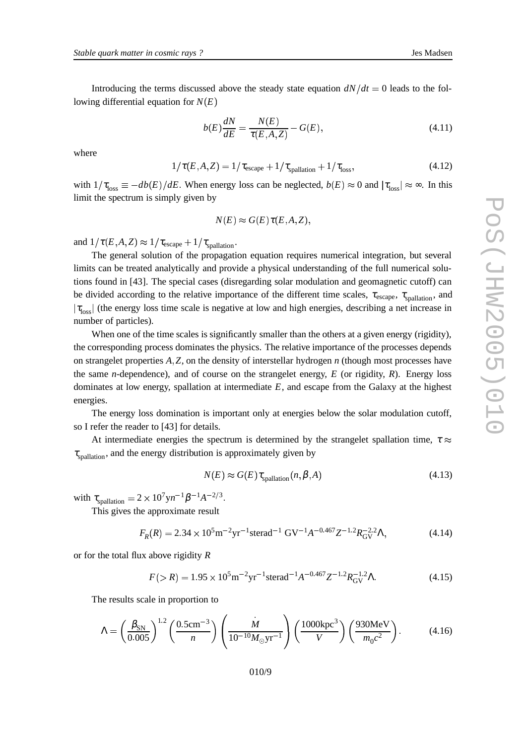Introducing the terms discussed above the steady state equation $dN/dt = 0$ leads to the following differential equation for $N(E)$

$$b(E)\frac{dN}{dE} = \frac{N(E)}{\tau(E,A,Z)} - G(E), \tag{4.11}$$

where

$$1/\tau(E,A,Z) = 1/\tau_{\rm escape} + 1/\tau_{\rm spallation} + 1/\tau_{\rm loss}, \tag{4.12}$$

with $1/\tau_{\rm loss} \equiv -db(E)/dE$. When energy loss can be neglected, $b(E) \approx 0$ and $|\tau_{\rm loss}| \approx \infty$. In this limit the spectrum is simply given by

$$N(E) \approx G(E)\tau(E,A,Z),$$

and $1/\tau(E,A,Z) \approx 1/\tau_{\rm escape} + 1/\tau_{\rm spallation}$.

The general solution of the propagation equation requires numerical integration, but several limits can be treated analytically and provide a physical understanding of the full numerical solutions found in [43]. The special cases (disregarding solar modulation and geomagnetic cutoff) can be divided according to the relative importance of the different time scales, $\tau_{\rm escape}$, $\tau_{\rm spallation}$, and $|\tau_{\rm loss}|$ (the energy loss time scale is negative at low and high energies, describing a net increase in number of particles).

When one of the time scales is significantly smaller than the others at a given energy (rigidity), the corresponding process dominates the physics. The relative importance of the processes depends on strangelet properties $A,Z$, on the density of interstellar hydrogen $n$ (though most processes have the same $n$-dependence), and of course on the strangelet energy, $E$ (or rigidity, $R$). Energy loss dominates at low energy, spallation at intermediate $E$, and escape from the Galaxy at the highest energies.

The energy loss domination is important only at energies below the solar modulation cutoff, so I refer the reader to [43] for details.

At intermediate energies the spectrum is determined by the strangelet spallation time, $\tau \approx \tau_{\rm spallation}$, and the energy distribution is approximately given by

$$N(E) \approx G(E)\tau_{\rm spallation}(n,\beta,A) \tag{4.13}$$

with $\tau_{\rm spallation} = 2\times 10^7 {\rm y} n^{-1}\beta^{-1}A^{-2/3}$.

This gives the approximate result

$$F_R(R) = 2.34\times 10^5 {\rm m}^{-2}{\rm yr}^{-1}{\rm sterad}^{-1}\ {\rm GV}^{-1}A^{-0.467}Z^{-1.2}R_{\rm GV}^{-2.2}\Lambda, \tag{4.14}$$

or for the total flux above rigidity $R$

$$F(>R) = 1.95\times 10^5 {\rm m}^{-2}{\rm yr}^{-1}{\rm sterad}^{-1}A^{-0.467}Z^{-1.2}R_{\rm GV}^{-1.2}\Lambda. \tag{4.15}$$

The results scale in proportion to

$$\Lambda = \left(\frac{\beta_{\rm SN}}{0.005}\right)^{1.2}\left(\frac{0.5{\rm cm}^{-3}}{n}\right)\left(\frac{\dot{M}}{10^{-10}M_\odot{\rm yr}^{-1}}\right)\left(\frac{1000{\rm kpc}^3}{V}\right)\left(\frac{930{\rm MeV}}{m_0c^2}\right). \tag{4.16}$$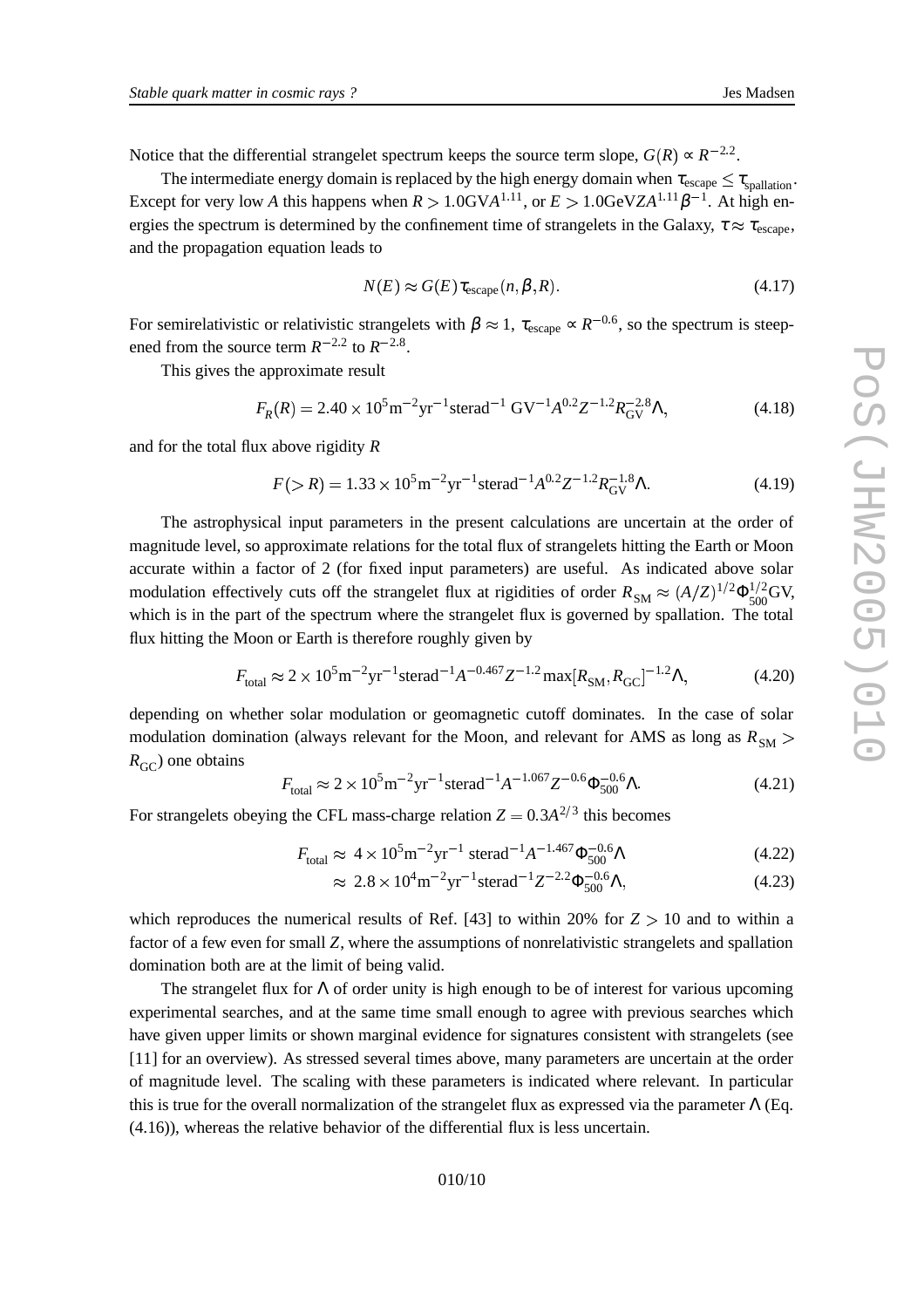Notice that the differential strangelet spectrum keeps the source term slope, $G(R) \propto R^{-2.2}$.

The intermediate energy domain is replaced by the high energy domain when $\tau_{\rm escape} \leq \tau_{\rm spallation}$. Except for very low $A$ this happens when $R > 1.0 {\rm GV} A^{1.11}$, or $E > 1.0 {\rm GeV} Z A^{1.11} \beta^{-1}$. At high energies the spectrum is determined by the confinement time of strangelets in the Galaxy, $\tau \approx \tau_{\rm escape}$, and the propagation equation leads to

$$N(E) \approx G(E) \tau_{\rm escape}(n, \beta, R). \tag{4.17}$$

For semirelativistic or relativistic strangelets with $\beta \approx 1$, $\tau_{\rm escape} \propto R^{-0.6}$, so the spectrum is steepened from the source term $R^{-2.2}$ to $R^{-2.8}$.

This gives the approximate result

$$F_R(R) = 2.40 \times 10^5 {\rm m}^{-2}{\rm yr}^{-1}{\rm sterad}^{-1}\ {\rm GV}^{-1} A^{0.2} Z^{-1.2} R_{\rm GV}^{-2.8} \Lambda, \tag{4.18}$$

and for the total flux above rigidity $R$

$$F(>R) = 1.33 \times 10^5 {\rm m}^{-2}{\rm yr}^{-1}{\rm sterad}^{-1} A^{0.2} Z^{-1.2} R_{\rm GV}^{-1.8} \Lambda. \tag{4.19}$$

The astrophysical input parameters in the present calculations are uncertain at the order of magnitude level, so approximate relations for the total flux of strangelets hitting the Earth or Moon accurate within a factor of 2 (for fixed input parameters) are useful. As indicated above solar modulation effectively cuts off the strangelet flux at rigidities of order $R_{\rm SM} \approx (A/Z)^{1/2} \Phi_{500}^{1/2} {\rm GV}$, which is in the part of the spectrum where the strangelet flux is governed by spallation. The total flux hitting the Moon or Earth is therefore roughly given by

$$F_{\rm total} \approx 2 \times 10^5 {\rm m}^{-2}{\rm yr}^{-1}{\rm sterad}^{-1} A^{-0.467} Z^{-1.2} \max[R_{\rm SM}, R_{\rm GC}]^{-1.2} \Lambda, \tag{4.20}$$

depending on whether solar modulation or geomagnetic cutoff dominates. In the case of solar modulation domination (always relevant for the Moon, and relevant for AMS as long as $R_{\rm SM} > R_{\rm GC}$) one obtains

$$F_{\rm total} \approx 2 \times 10^5 {\rm m}^{-2}{\rm yr}^{-1}{\rm sterad}^{-1} A^{-1.067} Z^{-0.6} \Phi_{500}^{-0.6} \Lambda. \tag{4.21}$$

For strangelets obeying the CFL mass-charge relation $Z = 0.3 A^{2/3}$ this becomes

$$F_{\rm total} \approx 4 \times 10^5 {\rm m}^{-2}{\rm yr}^{-1}\ {\rm sterad}^{-1} A^{-1.467} \Phi_{500}^{-0.6} \Lambda \tag{4.22}$$

$$\approx 2.8 \times 10^4 {\rm m}^{-2}{\rm yr}^{-1}{\rm sterad}^{-1} Z^{-2.2} \Phi_{500}^{-0.6} \Lambda, \tag{4.23}$$

which reproduces the numerical results of Ref. [43] to within 20% for $Z > 10$ and to within a factor of a few even for small $Z$, where the assumptions of nonrelativistic strangelets and spallation domination both are at the limit of being valid.

The strangelet flux for $\Lambda$ of order unity is high enough to be of interest for various upcoming experimental searches, and at the same time small enough to agree with previous searches which have given upper limits or shown marginal evidence for signatures consistent with strangelets (see [11] for an overview). As stressed several times above, many parameters are uncertain at the order of magnitude level. The scaling with these parameters is indicated where relevant. In particular this is true for the overall normalization of the strangelet flux as expressed via the parameter $\Lambda$ (Eq. (4.16)), whereas the relative behavior of the differential flux is less uncertain.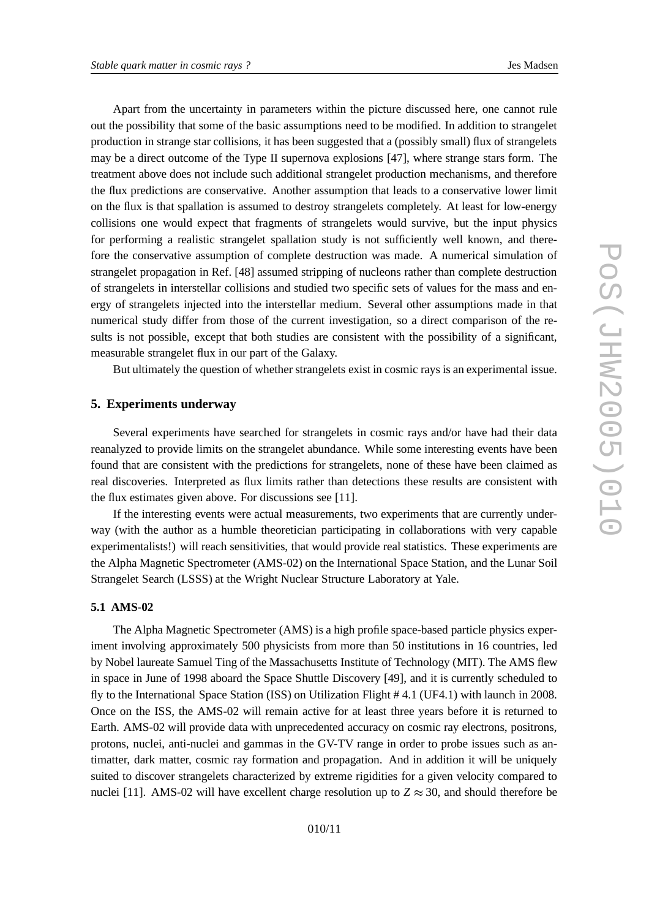Apart from the uncertainty in parameters within the picture discussed here, one cannot rule out the possibility that some of the basic assumptions need to be modified. In addition to strangelet production in strange star collisions, it has been suggested that a (possibly small) flux of strangelets may be a direct outcome of the Type II supernova explosions [47], where strange stars form. The treatment above does not include such additional strangelet production mechanisms, and therefore the flux predictions are conservative. Another assumption that leads to a conservative lower limit on the flux is that spallation is assumed to destroy strangelets completely. At least for low-energy collisions one would expect that fragments of strangelets would survive, but the input physics for performing a realistic strangelet spallation study is not sufficiently well known, and therefore the conservative assumption of complete destruction was made. A numerical simulation of strangelet propagation in Ref. [48] assumed stripping of nucleons rather than complete destruction of strangelets in interstellar collisions and studied two specific sets of values for the mass and energy of strangelets injected into the interstellar medium. Several other assumptions made in that numerical study differ from those of the current investigation, so a direct comparison of the results is not possible, except that both studies are consistent with the possibility of a significant, measurable strangelet flux in our part of the Galaxy.

But ultimately the question of whether strangelets exist in cosmic rays is an experimental issue.

## 5. Experiments underway

Several experiments have searched for strangelets in cosmic rays and/or have had their data reanalyzed to provide limits on the strangelet abundance. While some interesting events have been found that are consistent with the predictions for strangelets, none of these have been claimed as real discoveries. Interpreted as flux limits rather than detections these results are consistent with the flux estimates given above. For discussions see [11].

If the interesting events were actual measurements, two experiments that are currently underway (with the author as a humble theoretician participating in collaborations with very capable experimentalists!) will reach sensitivities, that would provide real statistics. These experiments are the Alpha Magnetic Spectrometer (AMS-02) on the International Space Station, and the Lunar Soil Strangelet Search (LSSS) at the Wright Nuclear Structure Laboratory at Yale.

### 5.1 AMS-02

The Alpha Magnetic Spectrometer (AMS) is a high profile space-based particle physics experiment involving approximately 500 physicists from more than 50 institutions in 16 countries, led by Nobel laureate Samuel Ting of the Massachusetts Institute of Technology (MIT). The AMS flew in space in June of 1998 aboard the Space Shuttle Discovery [49], and it is currently scheduled to fly to the International Space Station (ISS) on Utilization Flight # 4.1 (UF4.1) with launch in 2008. Once on the ISS, the AMS-02 will remain active for at least three years before it is returned to Earth. AMS-02 will provide data with unprecedented accuracy on cosmic ray electrons, positrons, protons, nuclei, anti-nuclei and gammas in the GV-TV range in order to probe issues such as antimatter, dark matter, cosmic ray formation and propagation. And in addition it will be uniquely suited to discover strangelets characterized by extreme rigidities for a given velocity compared to nuclei [11]. AMS-02 will have excellent charge resolution up to $Z \approx 30$, and should therefore be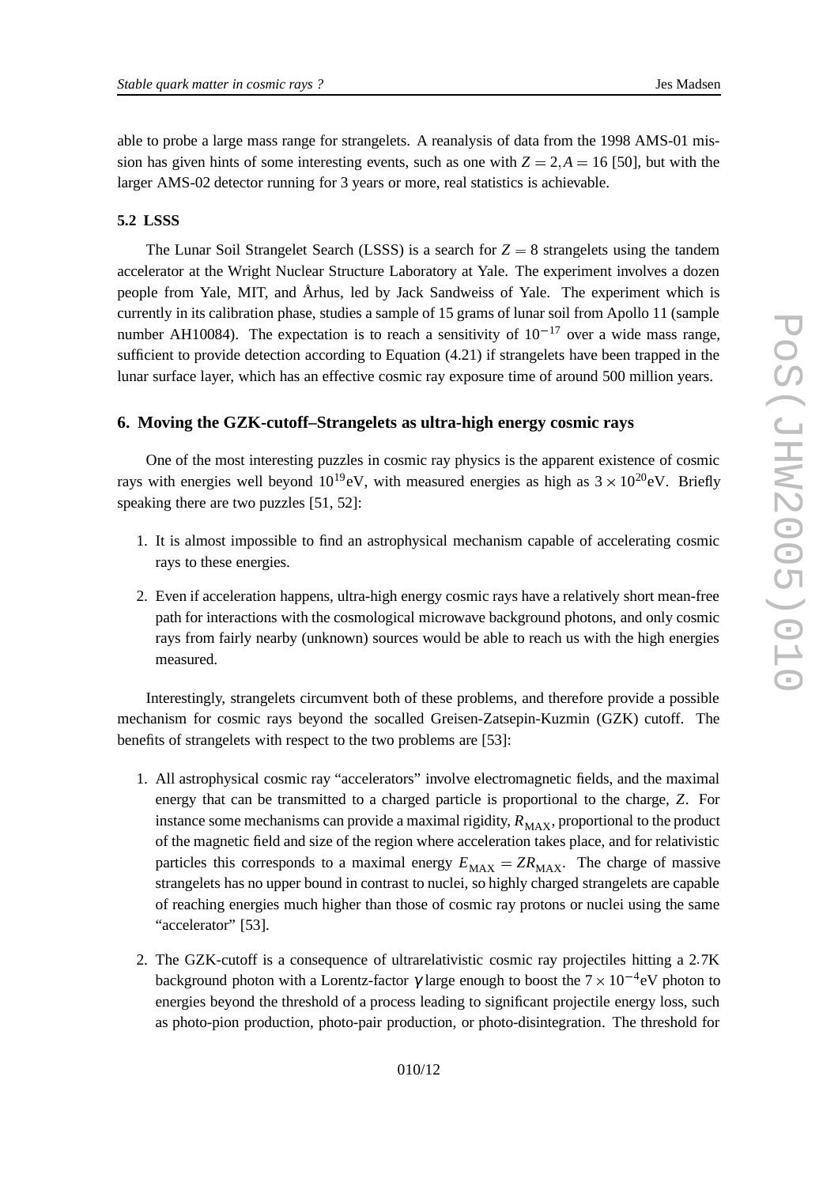able to probe a large mass range for strangelets. A reanalysis of data from the 1998 AMS-01 mission has given hints of some interesting events, such as one with $Z = 2, A = 16$ [50], but with the larger AMS-02 detector running for 3 years or more, real statistics is achievable.

### 5.2 LSSS

The Lunar Soil Strangelet Search (LSSS) is a search for $Z = 8$ strangelets using the tandem accelerator at the Wright Nuclear Structure Laboratory at Yale. The experiment involves a dozen people from Yale, MIT, and Århus, led by Jack Sandweiss of Yale. The experiment which is currently in its calibration phase, studies a sample of 15 grams of lunar soil from Apollo 11 (sample number AH10084). The expectation is to reach a sensitivity of $10^{-17}$ over a wide mass range, sufficient to provide detection according to Equation (4.21) if strangelets have been trapped in the lunar surface layer, which has an effective cosmic ray exposure time of around 500 million years.

## 6. Moving the GZK-cutoff–Strangelets as ultra-high energy cosmic rays

One of the most interesting puzzles in cosmic ray physics is the apparent existence of cosmic rays with energies well beyond $10^{19}$eV, with measured energies as high as $3 \times 10^{20}$eV. Briefly speaking there are two puzzles [51, 52]:

1. It is almost impossible to find an astrophysical mechanism capable of accelerating cosmic rays to these energies.
2. Even if acceleration happens, ultra-high energy cosmic rays have a relatively short mean-free path for interactions with the cosmological microwave background photons, and only cosmic rays from fairly nearby (unknown) sources would be able to reach us with the high energies measured.

Interestingly, strangelets circumvent both of these problems, and therefore provide a possible mechanism for cosmic rays beyond the socalled Greisen-Zatsepin-Kuzmin (GZK) cutoff. The benefits of strangelets with respect to the two problems are [53]:

1. All astrophysical cosmic ray "accelerators" involve electromagnetic fields, and the maximal energy that can be transmitted to a charged particle is proportional to the charge, $Z$. For instance some mechanisms can provide a maximal rigidity, $R_{\rm MAX}$, proportional to the product of the magnetic field and size of the region where acceleration takes place, and for relativistic particles this corresponds to a maximal energy $E_{\rm MAX} = ZR_{\rm MAX}$. The charge of massive strangelets has no upper bound in contrast to nuclei, so highly charged strangelets are capable of reaching energies much higher than those of cosmic ray protons or nuclei using the same "accelerator" [53].
2. The GZK-cutoff is a consequence of ultrarelativistic cosmic ray projectiles hitting a 2.7K background photon with a Lorentz-factor $\gamma$ large enough to boost the $7 \times 10^{-4}$eV photon to energies beyond the threshold of a process leading to significant projectile energy loss, such as photo-pion production, photo-pair production, or photo-disintegration. The threshold for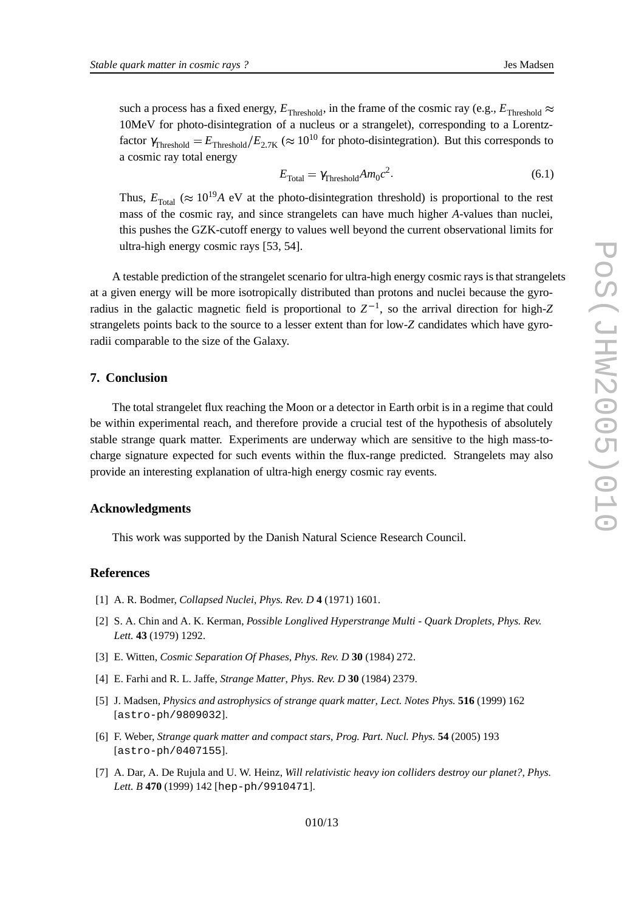such a process has a fixed energy, $E_{\rm Threshold}$, in the frame of the cosmic ray (e.g., $E_{\rm Threshold} \approx$ 10MeV for photo-disintegration of a nucleus or a strangelet), corresponding to a Lorentz-factor $\gamma_{\rm Threshold} = E_{\rm Threshold}/E_{2.7\rm K}$ ($\approx 10^{10}$ for photo-disintegration). But this corresponds to a cosmic ray total energy

$$E_{\rm Total} = \gamma_{\rm Threshold} A m_0 c^2. \tag{6.1}$$

Thus, $E_{\rm Total}$ ($\approx 10^{19} A$ eV at the photo-disintegration threshold) is proportional to the rest mass of the cosmic ray, and since strangelets can have much higher $A$-values than nuclei, this pushes the GZK-cutoff energy to values well beyond the current observational limits for ultra-high energy cosmic rays [53, 54].

A testable prediction of the strangelet scenario for ultra-high energy cosmic rays is that strangelets at a given energy will be more isotropically distributed than protons and nuclei because the gyro-radius in the galactic magnetic field is proportional to $Z^{-1}$, so the arrival direction for high-$Z$ strangelets points back to the source to a lesser extent than for low-$Z$ candidates which have gyro-radii comparable to the size of the Galaxy.

## 7. Conclusion

The total strangelet flux reaching the Moon or a detector in Earth orbit is in a regime that could be within experimental reach, and therefore provide a crucial test of the hypothesis of absolutely stable strange quark matter. Experiments are underway which are sensitive to the high mass-to-charge signature expected for such events within the flux-range predicted. Strangelets may also provide an interesting explanation of ultra-high energy cosmic ray events.

## Acknowledgments

This work was supported by the Danish Natural Science Research Council.

## References

[1] A. R. Bodmer, *Collapsed Nuclei*, *Phys. Rev. D* **4** (1971) 1601.

[2] S. A. Chin and A. K. Kerman, *Possible Longlived Hyperstrange Multi - Quark Droplets*, *Phys. Rev. Lett.* **43** (1979) 1292.

[3] E. Witten, *Cosmic Separation Of Phases*, *Phys. Rev. D* **30** (1984) 272.

[4] E. Farhi and R. L. Jaffe, *Strange Matter*, *Phys. Rev. D* **30** (1984) 2379.

[5] J. Madsen, *Physics and astrophysics of strange quark matter*, *Lect. Notes Phys.* **516** (1999) 162 [astro-ph/9809032].

[6] F. Weber, *Strange quark matter and compact stars*, *Prog. Part. Nucl. Phys.* **54** (2005) 193 [astro-ph/0407155].

[7] A. Dar, A. De Rujula and U. W. Heinz, *Will relativistic heavy ion colliders destroy our planet?*, *Phys. Lett. B* **470** (1999) 142 [hep-ph/9910471].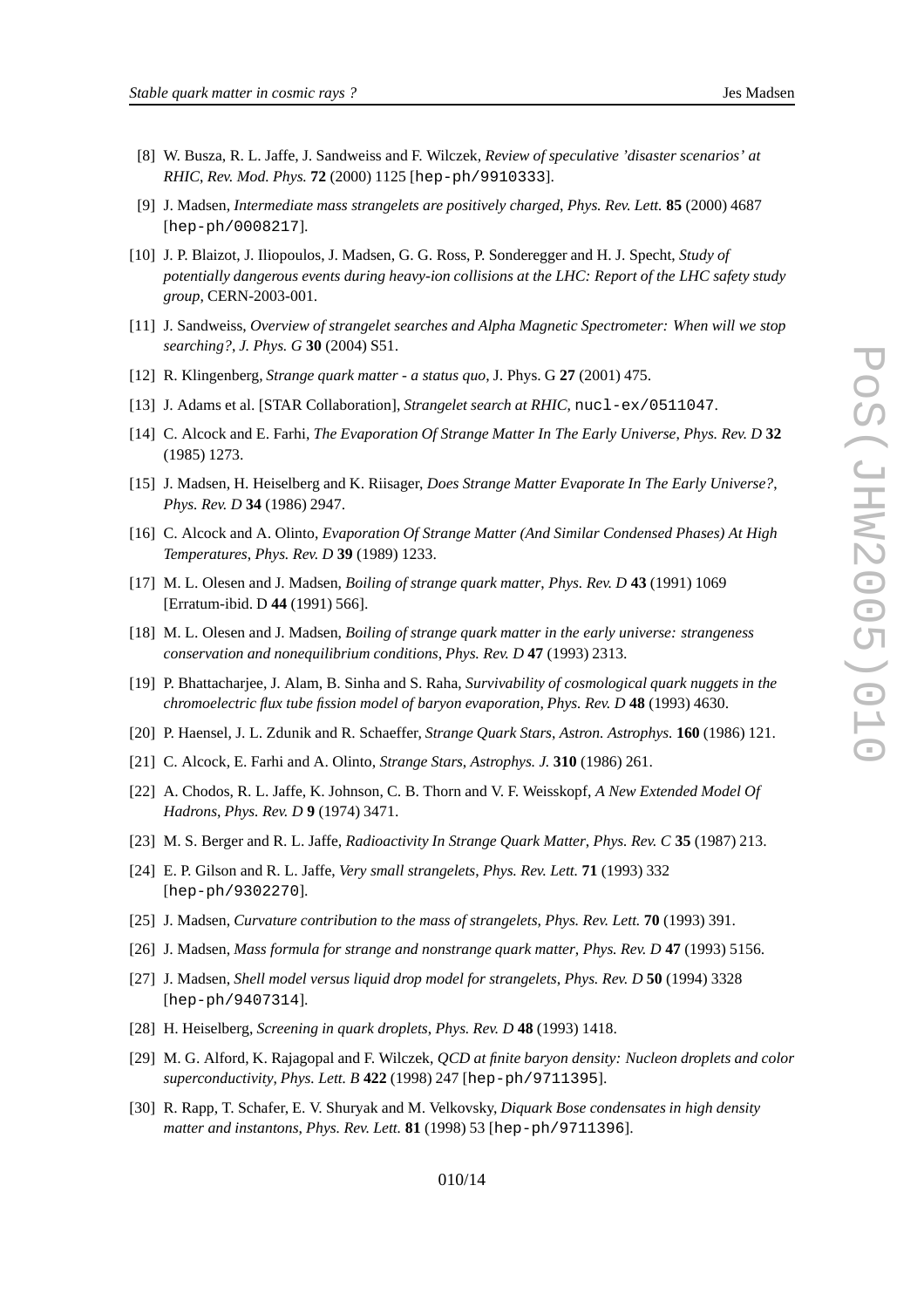[8] W. Busza, R. L. Jaffe, J. Sandweiss and F. Wilczek, *Review of speculative 'disaster scenarios' at RHIC*, *Rev. Mod. Phys.* **72** (2000) 1125 [hep-ph/9910333].

[9] J. Madsen, *Intermediate mass strangelets are positively charged*, *Phys. Rev. Lett.* **85** (2000) 4687 [hep-ph/0008217].

[10] J. P. Blaizot, J. Iliopoulos, J. Madsen, G. G. Ross, P. Sonderegger and H. J. Specht, *Study of potentially dangerous events during heavy-ion collisions at the LHC: Report of the LHC safety study group*, CERN-2003-001.

[11] J. Sandweiss, *Overview of strangelet searches and Alpha Magnetic Spectrometer: When will we stop searching?*, *J. Phys. G* **30** (2004) S51.

[12] R. Klingenberg, *Strange quark matter - a status quo*, J. Phys. G **27** (2001) 475.

[13] J. Adams et al. [STAR Collaboration], *Strangelet search at RHIC*, nucl-ex/0511047.

[14] C. Alcock and E. Farhi, *The Evaporation Of Strange Matter In The Early Universe*, *Phys. Rev. D* **32** (1985) 1273.

[15] J. Madsen, H. Heiselberg and K. Riisager, *Does Strange Matter Evaporate In The Early Universe?*, *Phys. Rev. D* **34** (1986) 2947.

[16] C. Alcock and A. Olinto, *Evaporation Of Strange Matter (And Similar Condensed Phases) At High Temperatures*, *Phys. Rev. D* **39** (1989) 1233.

[17] M. L. Olesen and J. Madsen, *Boiling of strange quark matter*, *Phys. Rev. D* **43** (1991) 1069 [Erratum-ibid. D **44** (1991) 566].

[18] M. L. Olesen and J. Madsen, *Boiling of strange quark matter in the early universe: strangeness conservation and nonequilibrium conditions*, *Phys. Rev. D* **47** (1993) 2313.

[19] P. Bhattacharjee, J. Alam, B. Sinha and S. Raha, *Survivability of cosmological quark nuggets in the chromoelectric flux tube fission model of baryon evaporation*, *Phys. Rev. D* **48** (1993) 4630.

[20] P. Haensel, J. L. Zdunik and R. Schaeffer, *Strange Quark Stars*, *Astron. Astrophys.* **160** (1986) 121.

[21] C. Alcock, E. Farhi and A. Olinto, *Strange Stars*, *Astrophys. J.* **310** (1986) 261.

[22] A. Chodos, R. L. Jaffe, K. Johnson, C. B. Thorn and V. F. Weisskopf, *A New Extended Model Of Hadrons*, *Phys. Rev. D* **9** (1974) 3471.

[23] M. S. Berger and R. L. Jaffe, *Radioactivity In Strange Quark Matter*, *Phys. Rev. C* **35** (1987) 213.

[24] E. P. Gilson and R. L. Jaffe, *Very small strangelets*, *Phys. Rev. Lett.* **71** (1993) 332 [hep-ph/9302270].

[25] J. Madsen, *Curvature contribution to the mass of strangelets*, *Phys. Rev. Lett.* **70** (1993) 391.

[26] J. Madsen, *Mass formula for strange and nonstrange quark matter*, *Phys. Rev. D* **47** (1993) 5156.

[27] J. Madsen, *Shell model versus liquid drop model for strangelets*, *Phys. Rev. D* **50** (1994) 3328 [hep-ph/9407314].

[28] H. Heiselberg, *Screening in quark droplets*, *Phys. Rev. D* **48** (1993) 1418.

[29] M. G. Alford, K. Rajagopal and F. Wilczek, *QCD at finite baryon density: Nucleon droplets and color superconductivity*, *Phys. Lett. B* **422** (1998) 247 [hep-ph/9711395].

[30] R. Rapp, T. Schafer, E. V. Shuryak and M. Velkovsky, *Diquark Bose condensates in high density matter and instantons*, *Phys. Rev. Lett.* **81** (1998) 53 [hep-ph/9711396].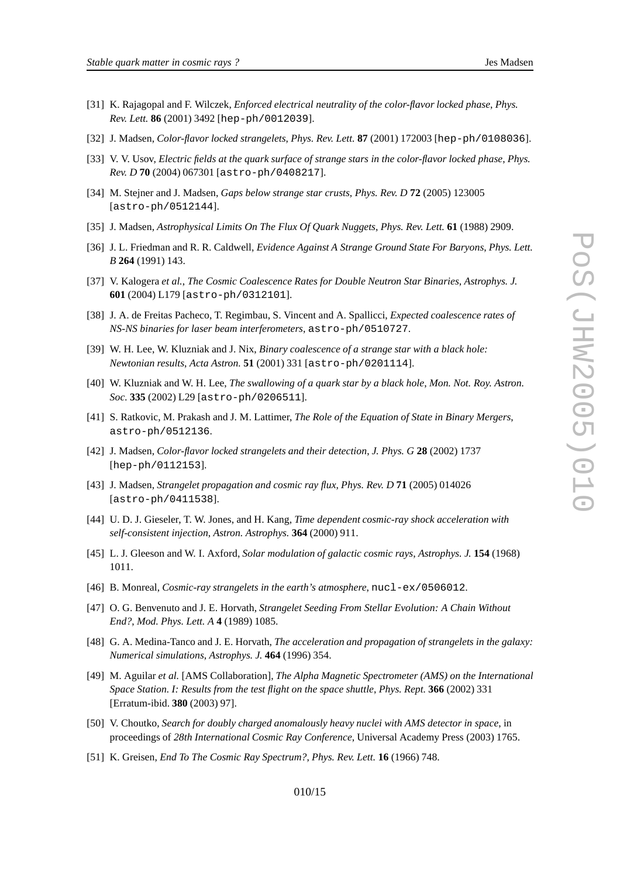[31] K. Rajagopal and F. Wilczek, *Enforced electrical neutrality of the color-flavor locked phase*, *Phys. Rev. Lett.* **86** (2001) 3492 [hep-ph/0012039].

[32] J. Madsen, *Color-flavor locked strangelets*, *Phys. Rev. Lett.* **87** (2001) 172003 [hep-ph/0108036].

[33] V. V. Usov, *Electric fields at the quark surface of strange stars in the color-flavor locked phase*, *Phys. Rev. D* **70** (2004) 067301 [astro-ph/0408217].

[34] M. Stejner and J. Madsen, *Gaps below strange star crusts*, *Phys. Rev. D* **72** (2005) 123005 [astro-ph/0512144].

[35] J. Madsen, *Astrophysical Limits On The Flux Of Quark Nuggets*, *Phys. Rev. Lett.* **61** (1988) 2909.

[36] J. L. Friedman and R. R. Caldwell, *Evidence Against A Strange Ground State For Baryons*, *Phys. Lett. B* **264** (1991) 143.

[37] V. Kalogera *et al.*, *The Cosmic Coalescence Rates for Double Neutron Star Binaries*, *Astrophys. J.* **601** (2004) L179 [astro-ph/0312101].

[38] J. A. de Freitas Pacheco, T. Regimbau, S. Vincent and A. Spallicci, *Expected coalescence rates of NS-NS binaries for laser beam interferometers*, astro-ph/0510727.

[39] W. H. Lee, W. Kluzniak and J. Nix, *Binary coalescence of a strange star with a black hole: Newtonian results*, *Acta Astron.* **51** (2001) 331 [astro-ph/0201114].

[40] W. Kluzniak and W. H. Lee, *The swallowing of a quark star by a black hole*, *Mon. Not. Roy. Astron. Soc.* **335** (2002) L29 [astro-ph/0206511].

[41] S. Ratkovic, M. Prakash and J. M. Lattimer, *The Role of the Equation of State in Binary Mergers*, astro-ph/0512136.

[42] J. Madsen, *Color-flavor locked strangelets and their detection*, *J. Phys. G* **28** (2002) 1737 [hep-ph/0112153].

[43] J. Madsen, *Strangelet propagation and cosmic ray flux*, *Phys. Rev. D* **71** (2005) 014026 [astro-ph/0411538].

[44] U. D. J. Gieseler, T. W. Jones, and H. Kang, *Time dependent cosmic-ray shock acceleration with self-consistent injection*, *Astron. Astrophys.* **364** (2000) 911.

[45] L. J. Gleeson and W. I. Axford, *Solar modulation of galactic cosmic rays*, *Astrophys. J.* **154** (1968) 1011.

[46] B. Monreal, *Cosmic-ray strangelets in the earth's atmosphere*, nucl-ex/0506012.

[47] O. G. Benvenuto and J. E. Horvath, *Strangelet Seeding From Stellar Evolution: A Chain Without End?*, *Mod. Phys. Lett. A* **4** (1989) 1085.

[48] G. A. Medina-Tanco and J. E. Horvath, *The acceleration and propagation of strangelets in the galaxy: Numerical simulations*, *Astrophys. J.* **464** (1996) 354.

[49] M. Aguilar *et al.* [AMS Collaboration], *The Alpha Magnetic Spectrometer (AMS) on the International Space Station. I: Results from the test flight on the space shuttle*, *Phys. Rept.* **366** (2002) 331 [Erratum-ibid. **380** (2003) 97].

[50] V. Choutko, *Search for doubly charged anomalously heavy nuclei with AMS detector in space*, in proceedings of *28th International Cosmic Ray Conference*, Universal Academy Press (2003) 1765.

[51] K. Greisen, *End To The Cosmic Ray Spectrum?*, *Phys. Rev. Lett.* **16** (1966) 748.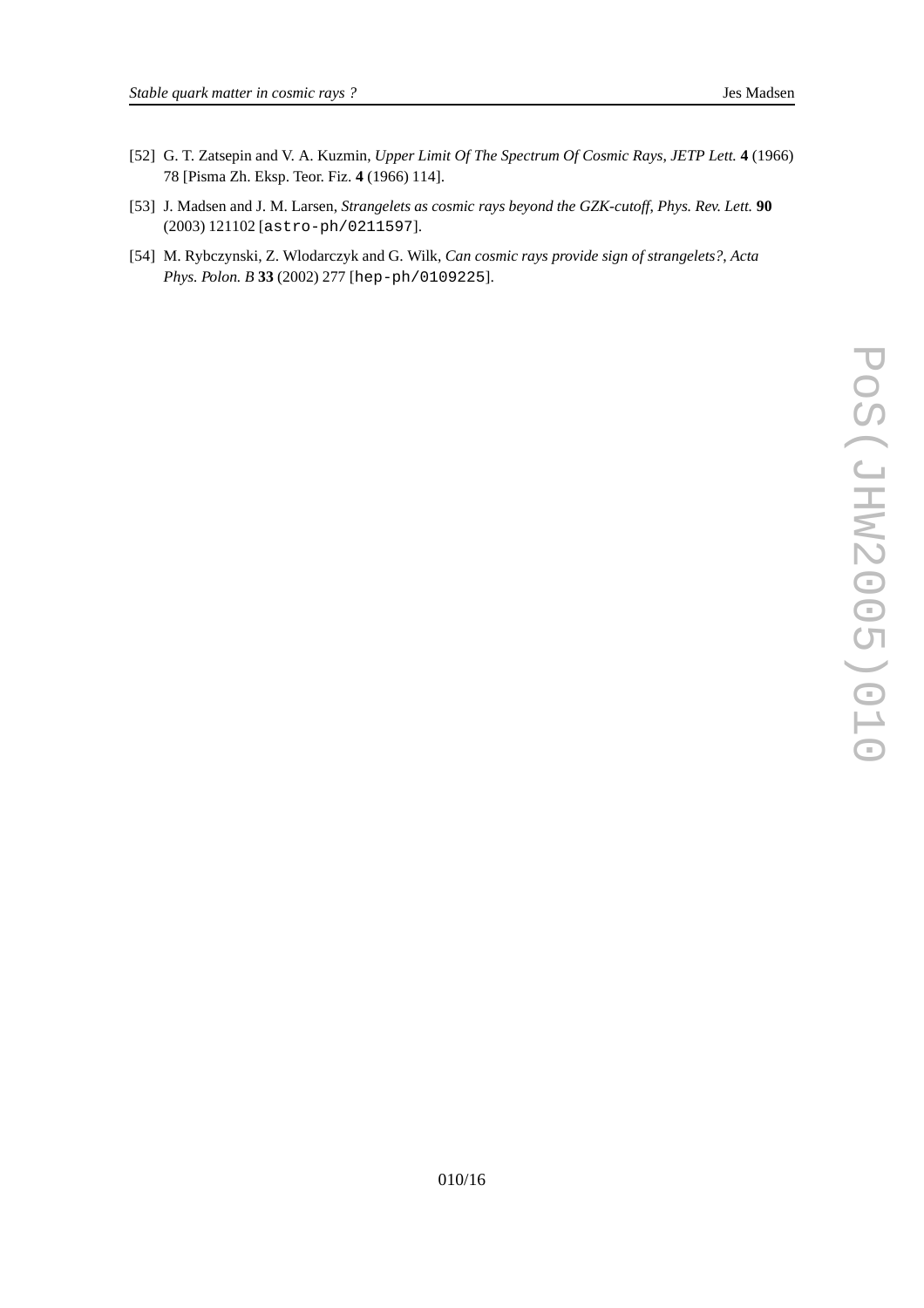[52] G. T. Zatsepin and V. A. Kuzmin, *Upper Limit Of The Spectrum Of Cosmic Rays, JETP Lett.* **4** (1966) 78 [Pisma Zh. Eksp. Teor. Fiz. **4** (1966) 114].

[53] J. Madsen and J. M. Larsen, *Strangelets as cosmic rays beyond the GZK-cutoff, Phys. Rev. Lett.* **90** (2003) 121102 [`astro-ph/0211597`].

[54] M. Rybczynski, Z. Wlodarczyk and G. Wilk, *Can cosmic rays provide sign of strangelets?, Acta Phys. Polon. B* **33** (2002) 277 [`hep-ph/0109225`].